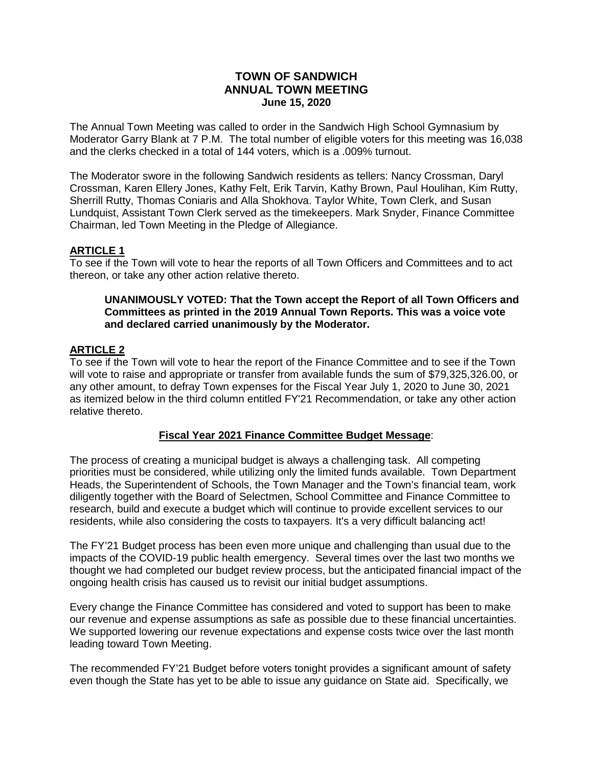# TOWN OF SANDWICH
## ANNUAL TOWN MEETING
### June 15, 2020

The Annual Town Meeting was called to order in the Sandwich High School Gymnasium by Moderator Garry Blank at 7 P.M. The total number of eligible voters for this meeting was 16,038 and the clerks checked in a total of 144 voters, which is a .009% turnout.

The Moderator swore in the following Sandwich residents as tellers: Nancy Crossman, Daryl Crossman, Karen Ellery Jones, Kathy Felt, Erik Tarvin, Kathy Brown, Paul Houlihan, Kim Rutty, Sherrill Rutty, Thomas Coniaris and Alla Shokhova. Taylor White, Town Clerk, and Susan Lundquist, Assistant Town Clerk served as the timekeepers. Mark Snyder, Finance Committee Chairman, led Town Meeting in the Pledge of Allegiance.

## ARTICLE 1

To see if the Town will vote to hear the reports of all Town Officers and Committees and to act thereon, or take any other action relative thereto.

> **UNANIMOUSLY VOTED: That the Town accept the Report of all Town Officers and Committees as printed in the 2019 Annual Town Reports. This was a voice vote and declared carried unanimously by the Moderator.**

## ARTICLE 2

To see if the Town will vote to hear the report of the Finance Committee and to see if the Town will vote to raise and appropriate or transfer from available funds the sum of $79,325,326.00, or any other amount, to defray Town expenses for the Fiscal Year July 1, 2020 to June 30, 2021 as itemized below in the third column entitled FY'21 Recommendation, or take any other action relative thereto.

### Fiscal Year 2021 Finance Committee Budget Message:

The process of creating a municipal budget is always a challenging task. All competing priorities must be considered, while utilizing only the limited funds available. Town Department Heads, the Superintendent of Schools, the Town Manager and the Town's financial team, work diligently together with the Board of Selectmen, School Committee and Finance Committee to research, build and execute a budget which will continue to provide excellent services to our residents, while also considering the costs to taxpayers. It's a very difficult balancing act!

The FY'21 Budget process has been even more unique and challenging than usual due to the impacts of the COVID-19 public health emergency. Several times over the last two months we thought we had completed our budget review process, but the anticipated financial impact of the ongoing health crisis has caused us to revisit our initial budget assumptions.

Every change the Finance Committee has considered and voted to support has been to make our revenue and expense assumptions as safe as possible due to these financial uncertainties. We supported lowering our revenue expectations and expense costs twice over the last month leading toward Town Meeting.

The recommended FY'21 Budget before voters tonight provides a significant amount of safety even though the State has yet to be able to issue any guidance on State aid. Specifically, we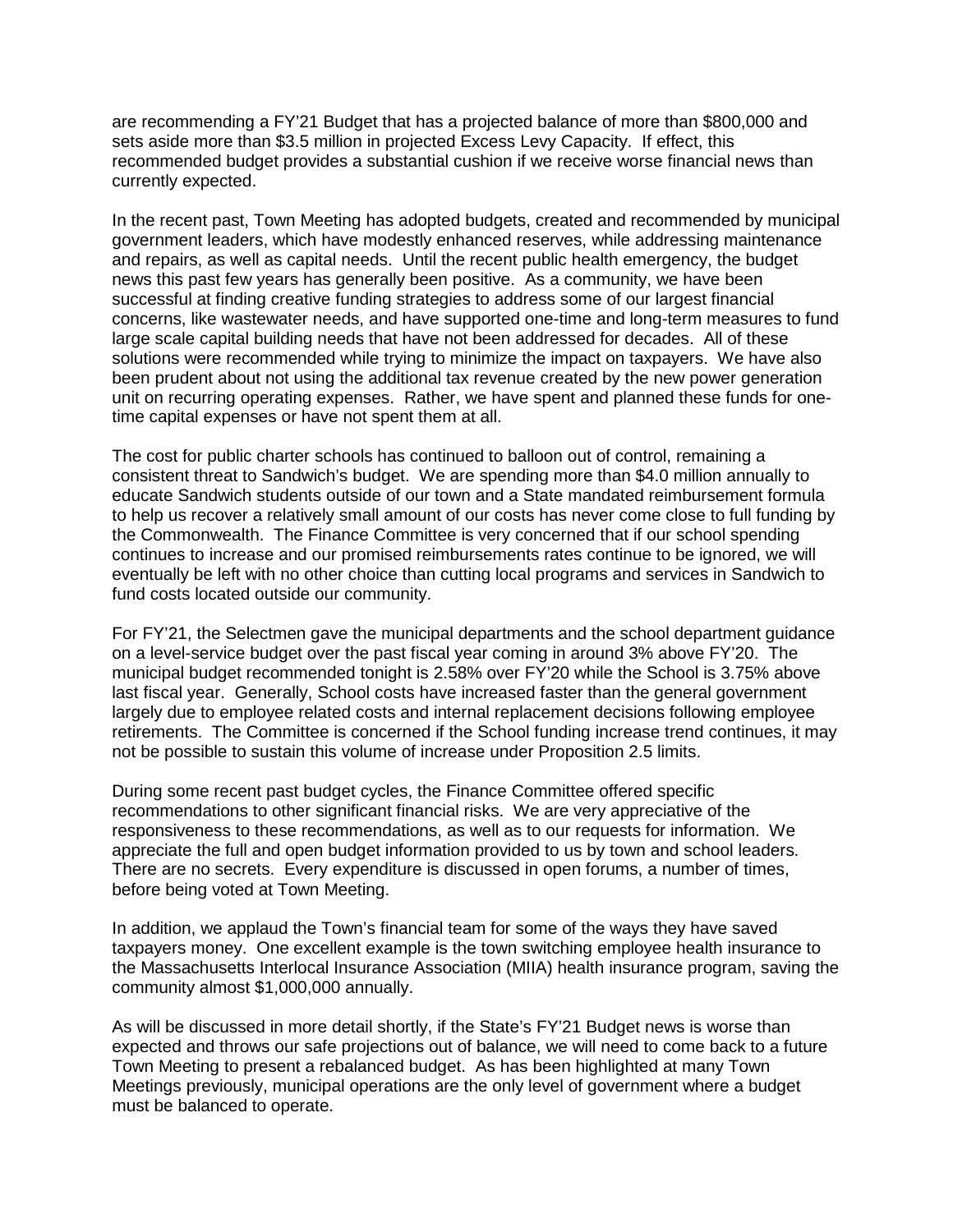are recommending a FY'21 Budget that has a projected balance of more than $800,000 and sets aside more than $3.5 million in projected Excess Levy Capacity. If effect, this recommended budget provides a substantial cushion if we receive worse financial news than currently expected.

In the recent past, Town Meeting has adopted budgets, created and recommended by municipal government leaders, which have modestly enhanced reserves, while addressing maintenance and repairs, as well as capital needs. Until the recent public health emergency, the budget news this past few years has generally been positive. As a community, we have been successful at finding creative funding strategies to address some of our largest financial concerns, like wastewater needs, and have supported one-time and long-term measures to fund large scale capital building needs that have not been addressed for decades. All of these solutions were recommended while trying to minimize the impact on taxpayers. We have also been prudent about not using the additional tax revenue created by the new power generation unit on recurring operating expenses. Rather, we have spent and planned these funds for one-time capital expenses or have not spent them at all.

The cost for public charter schools has continued to balloon out of control, remaining a consistent threat to Sandwich's budget. We are spending more than $4.0 million annually to educate Sandwich students outside of our town and a State mandated reimbursement formula to help us recover a relatively small amount of our costs has never come close to full funding by the Commonwealth. The Finance Committee is very concerned that if our school spending continues to increase and our promised reimbursements rates continue to be ignored, we will eventually be left with no other choice than cutting local programs and services in Sandwich to fund costs located outside our community.

For FY'21, the Selectmen gave the municipal departments and the school department guidance on a level-service budget over the past fiscal year coming in around 3% above FY'20. The municipal budget recommended tonight is 2.58% over FY'20 while the School is 3.75% above last fiscal year. Generally, School costs have increased faster than the general government largely due to employee related costs and internal replacement decisions following employee retirements. The Committee is concerned if the School funding increase trend continues, it may not be possible to sustain this volume of increase under Proposition 2.5 limits.

During some recent past budget cycles, the Finance Committee offered specific recommendations to other significant financial risks. We are very appreciative of the responsiveness to these recommendations, as well as to our requests for information. We appreciate the full and open budget information provided to us by town and school leaders. There are no secrets. Every expenditure is discussed in open forums, a number of times, before being voted at Town Meeting.

In addition, we applaud the Town's financial team for some of the ways they have saved taxpayers money. One excellent example is the town switching employee health insurance to the Massachusetts Interlocal Insurance Association (MIIA) health insurance program, saving the community almost $1,000,000 annually.

As will be discussed in more detail shortly, if the State's FY'21 Budget news is worse than expected and throws our safe projections out of balance, we will need to come back to a future Town Meeting to present a rebalanced budget. As has been highlighted at many Town Meetings previously, municipal operations are the only level of government where a budget must be balanced to operate.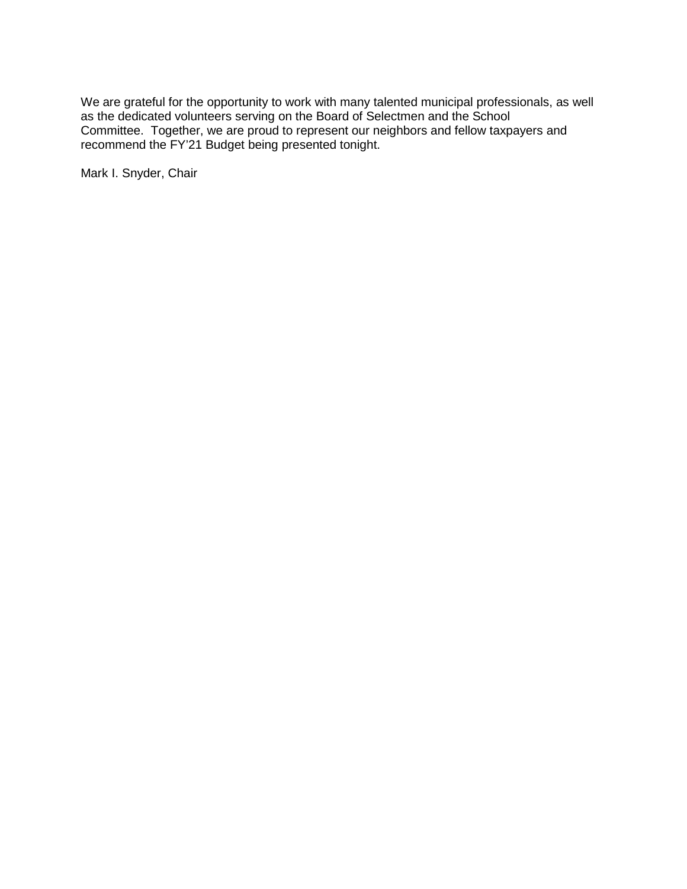We are grateful for the opportunity to work with many talented municipal professionals, as well as the dedicated volunteers serving on the Board of Selectmen and the School Committee. Together, we are proud to represent our neighbors and fellow taxpayers and recommend the FY'21 Budget being presented tonight.

Mark I. Snyder, Chair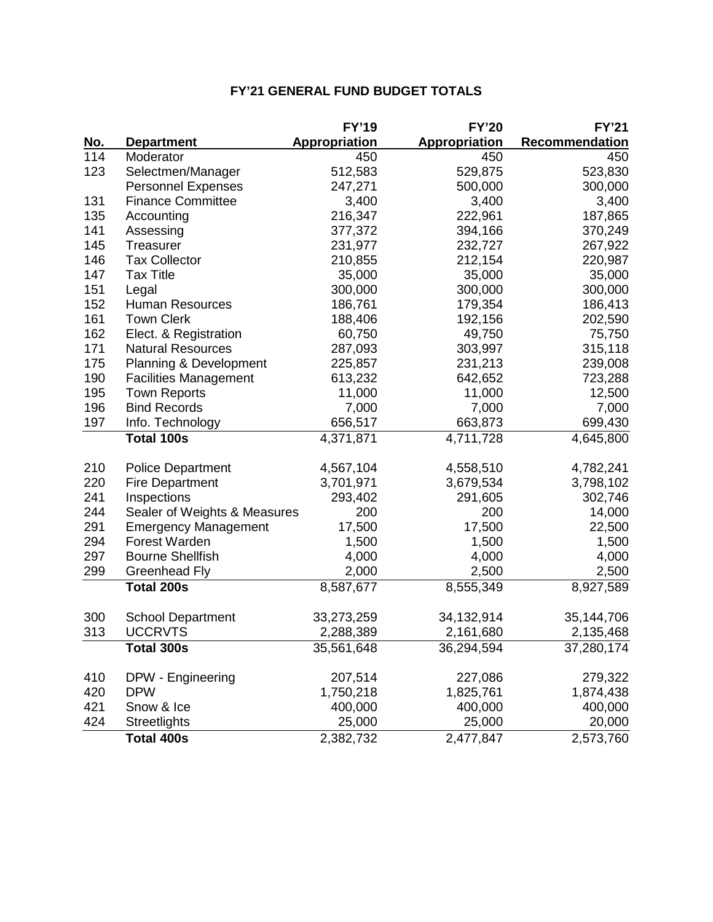# FY'21 GENERAL FUND BUDGET TOTALS

| No. | Department | FY'19 Appropriation | FY'20 Appropriation | FY'21 Recommendation |
|---|---|---|---|---|
| 114 | Moderator | 450 | 450 | 450 |
| 123 | Selectmen/Manager | 512,583 | 529,875 | 523,830 |
| | Personnel Expenses | 247,271 | 500,000 | 300,000 |
| 131 | Finance Committee | 3,400 | 3,400 | 3,400 |
| 135 | Accounting | 216,347 | 222,961 | 187,865 |
| 141 | Assessing | 377,372 | 394,166 | 370,249 |
| 145 | Treasurer | 231,977 | 232,727 | 267,922 |
| 146 | Tax Collector | 210,855 | 212,154 | 220,987 |
| 147 | Tax Title | 35,000 | 35,000 | 35,000 |
| 151 | Legal | 300,000 | 300,000 | 300,000 |
| 152 | Human Resources | 186,761 | 179,354 | 186,413 |
| 161 | Town Clerk | 188,406 | 192,156 | 202,590 |
| 162 | Elect. & Registration | 60,750 | 49,750 | 75,750 |
| 171 | Natural Resources | 287,093 | 303,997 | 315,118 |
| 175 | Planning & Development | 225,857 | 231,213 | 239,008 |
| 190 | Facilities Management | 613,232 | 642,652 | 723,288 |
| 195 | Town Reports | 11,000 | 11,000 | 12,500 |
| 196 | Bind Records | 7,000 | 7,000 | 7,000 |
| 197 | Info. Technology | 656,517 | 663,873 | 699,430 |
| | **Total 100s** | 4,371,871 | 4,711,728 | 4,645,800 |
| | | | | |
| 210 | Police Department | 4,567,104 | 4,558,510 | 4,782,241 |
| 220 | Fire Department | 3,701,971 | 3,679,534 | 3,798,102 |
| 241 | Inspections | 293,402 | 291,605 | 302,746 |
| 244 | Sealer of Weights & Measures | 200 | 200 | 14,000 |
| 291 | Emergency Management | 17,500 | 17,500 | 22,500 |
| 294 | Forest Warden | 1,500 | 1,500 | 1,500 |
| 297 | Bourne Shellfish | 4,000 | 4,000 | 4,000 |
| 299 | Greenhead Fly | 2,000 | 2,500 | 2,500 |
| | **Total 200s** | 8,587,677 | 8,555,349 | 8,927,589 |
| | | | | |
| 300 | School Department | 33,273,259 | 34,132,914 | 35,144,706 |
| 313 | UCCRVTS | 2,288,389 | 2,161,680 | 2,135,468 |
| | **Total 300s** | 35,561,648 | 36,294,594 | 37,280,174 |
| | | | | |
| 410 | DPW - Engineering | 207,514 | 227,086 | 279,322 |
| 420 | DPW | 1,750,218 | 1,825,761 | 1,874,438 |
| 421 | Snow & Ice | 400,000 | 400,000 | 400,000 |
| 424 | Streetlights | 25,000 | 25,000 | 20,000 |
| | **Total 400s** | 2,382,732 | 2,477,847 | 2,573,760 |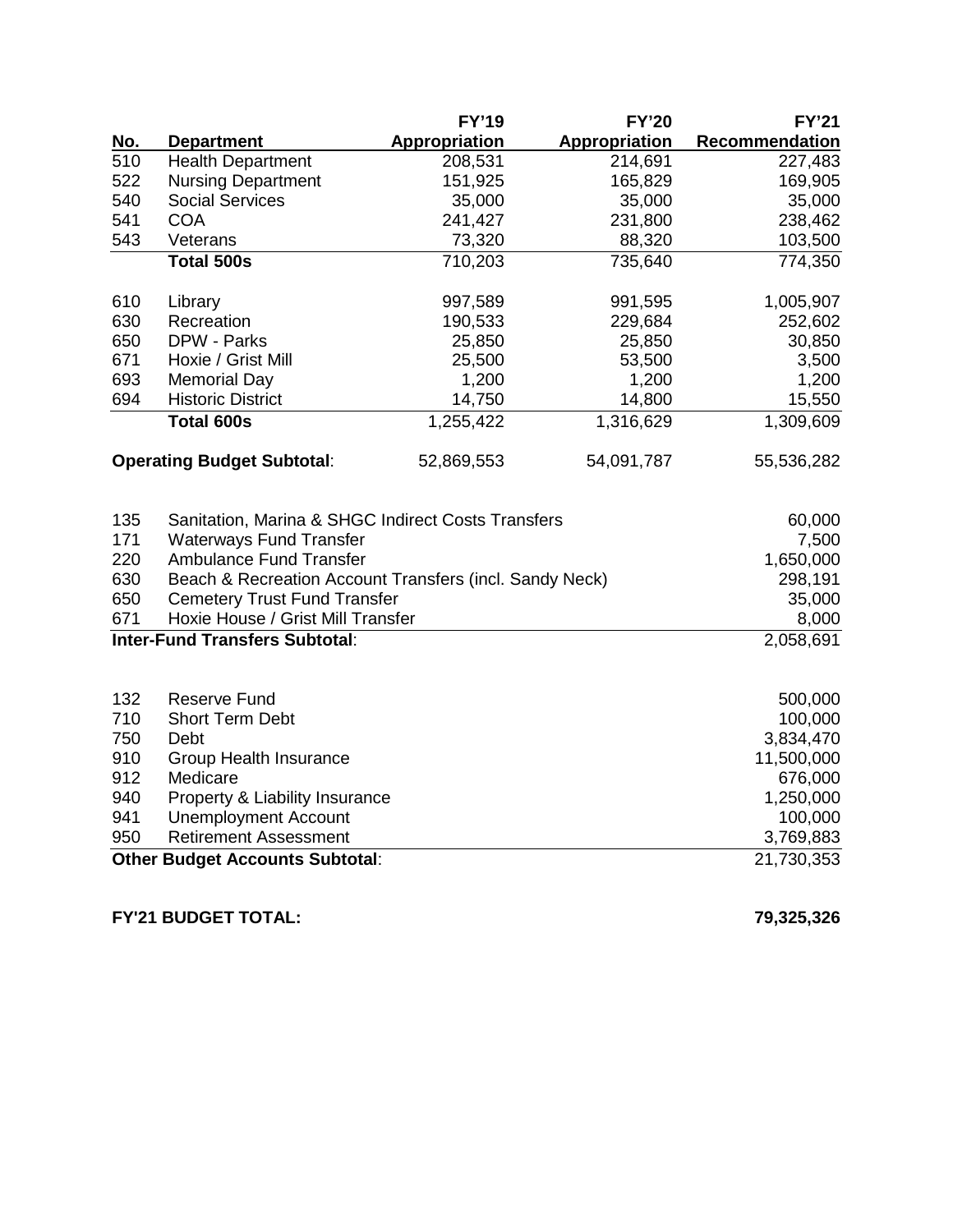| No. | Department | FY'19 Appropriation | FY'20 Appropriation | FY'21 Recommendation |
|---|---|---|---|---|
| 510 | Health Department | 208,531 | 214,691 | 227,483 |
| 522 | Nursing Department | 151,925 | 165,829 | 169,905 |
| 540 | Social Services | 35,000 | 35,000 | 35,000 |
| 541 | COA | 241,427 | 231,800 | 238,462 |
| 543 | Veterans | 73,320 | 88,320 | 103,500 |
| | **Total 500s** | 710,203 | 735,640 | 774,350 |
| | | | | |
| 610 | Library | 997,589 | 991,595 | 1,005,907 |
| 630 | Recreation | 190,533 | 229,684 | 252,602 |
| 650 | DPW - Parks | 25,850 | 25,850 | 30,850 |
| 671 | Hoxie / Grist Mill | 25,500 | 53,500 | 3,500 |
| 693 | Memorial Day | 1,200 | 1,200 | 1,200 |
| 694 | Historic District | 14,750 | 14,800 | 15,550 |
| | **Total 600s** | 1,255,422 | 1,316,629 | 1,309,609 |
| | | | | |
| **Operating Budget Subtotal**: | | 52,869,553 | 54,091,787 | 55,536,282 |

| No. | Description | FY'21 Recommendation |
|---|---|---|
| 135 | Sanitation, Marina & SHGC Indirect Costs Transfers | 60,000 |
| 171 | Waterways Fund Transfer | 7,500 |
| 220 | Ambulance Fund Transfer | 1,650,000 |
| 630 | Beach & Recreation Account Transfers (incl. Sandy Neck) | 298,191 |
| 650 | Cemetery Trust Fund Transfer | 35,000 |
| 671 | Hoxie House / Grist Mill Transfer | 8,000 |
| **Inter-Fund Transfers Subtotal**: | | 2,058,691 |

| No. | Description | FY'21 Recommendation |
|---|---|---|
| 132 | Reserve Fund | 500,000 |
| 710 | Short Term Debt | 100,000 |
| 750 | Debt | 3,834,470 |
| 910 | Group Health Insurance | 11,500,000 |
| 912 | Medicare | 676,000 |
| 940 | Property & Liability Insurance | 1,250,000 |
| 941 | Unemployment Account | 100,000 |
| 950 | Retirement Assessment | 3,769,883 |
| **Other Budget Accounts Subtotal**: | | 21,730,353 |

**FY'21 BUDGET TOTAL:** **79,325,326**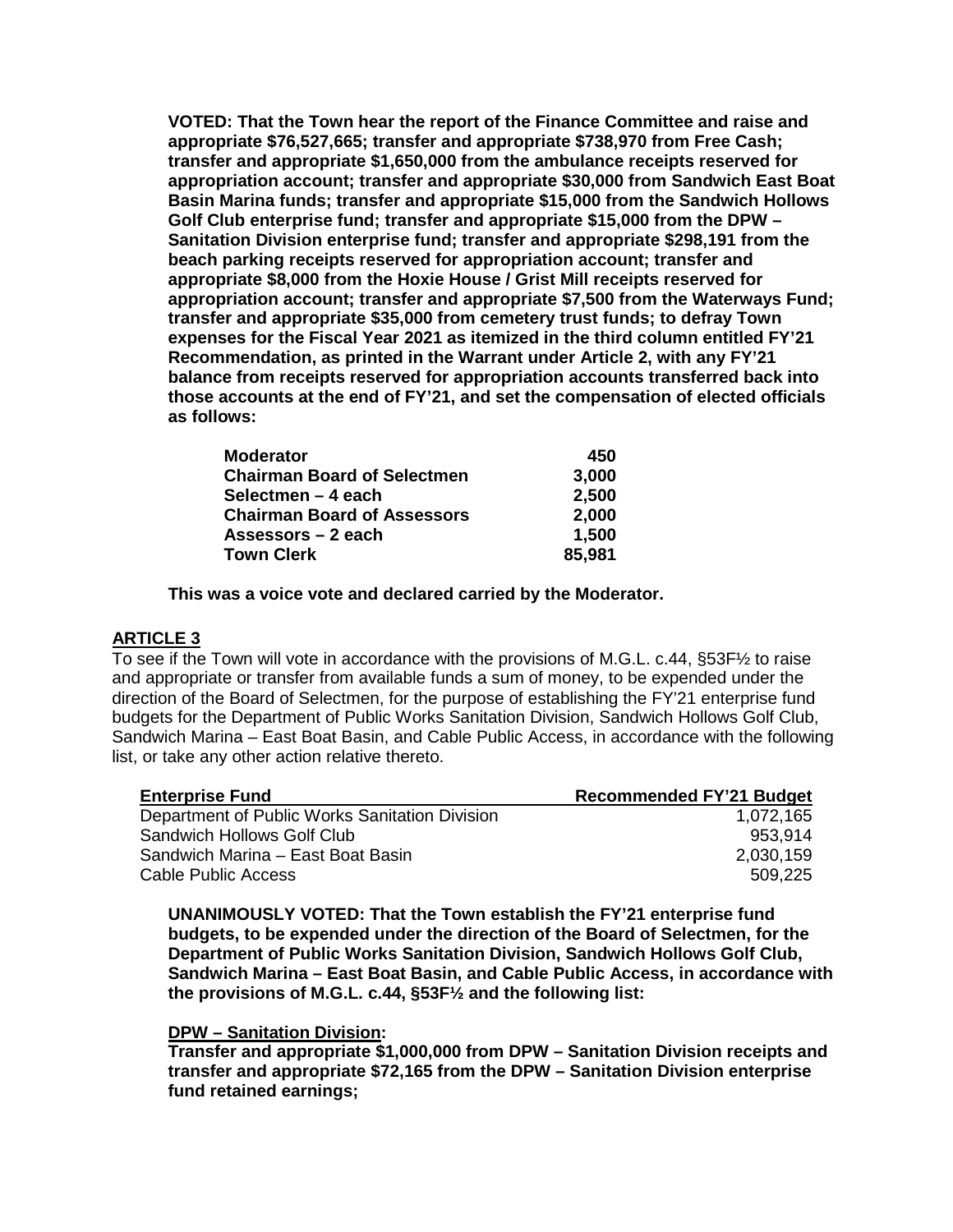**VOTED: That the Town hear the report of the Finance Committee and raise and appropriate $76,527,665; transfer and appropriate $738,970 from Free Cash; transfer and appropriate $1,650,000 from the ambulance receipts reserved for appropriation account; transfer and appropriate $30,000 from Sandwich East Boat Basin Marina funds; transfer and appropriate $15,000 from the Sandwich Hollows Golf Club enterprise fund; transfer and appropriate $15,000 from the DPW – Sanitation Division enterprise fund; transfer and appropriate $298,191 from the beach parking receipts reserved for appropriation account; transfer and appropriate $8,000 from the Hoxie House / Grist Mill receipts reserved for appropriation account; transfer and appropriate $7,500 from the Waterways Fund; transfer and appropriate $35,000 from cemetery trust funds; to defray Town expenses for the Fiscal Year 2021 as itemized in the third column entitled FY'21 Recommendation, as printed in the Warrant under Article 2, with any FY'21 balance from receipts reserved for appropriation accounts transferred back into those accounts at the end of FY'21, and set the compensation of elected officials as follows:**

| | |
|---|---:|
| **Moderator** | **450** |
| **Chairman Board of Selectmen** | **3,000** |
| **Selectmen – 4 each** | **2,500** |
| **Chairman Board of Assessors** | **2,000** |
| **Assessors – 2 each** | **1,500** |
| **Town Clerk** | **85,981** |

**This was a voice vote and declared carried by the Moderator.**

## ARTICLE 3

To see if the Town will vote in accordance with the provisions of M.G.L. c.44, §53F½ to raise and appropriate or transfer from available funds a sum of money, to be expended under the direction of the Board of Selectmen, for the purpose of establishing the FY'21 enterprise fund budgets for the Department of Public Works Sanitation Division, Sandwich Hollows Golf Club, Sandwich Marina – East Boat Basin, and Cable Public Access, in accordance with the following list, or take any other action relative thereto.

| Enterprise Fund | Recommended FY'21 Budget |
|---|---:|
| Department of Public Works Sanitation Division | 1,072,165 |
| Sandwich Hollows Golf Club | 953,914 |
| Sandwich Marina – East Boat Basin | 2,030,159 |
| Cable Public Access | 509,225 |

**UNANIMOUSLY VOTED: That the Town establish the FY'21 enterprise fund budgets, to be expended under the direction of the Board of Selectmen, for the Department of Public Works Sanitation Division, Sandwich Hollows Golf Club, Sandwich Marina – East Boat Basin, and Cable Public Access, in accordance with the provisions of M.G.L. c.44, §53F½ and the following list:**

**DPW – Sanitation Division:**
**Transfer and appropriate $1,000,000 from DPW – Sanitation Division receipts and transfer and appropriate $72,165 from the DPW – Sanitation Division enterprise fund retained earnings;**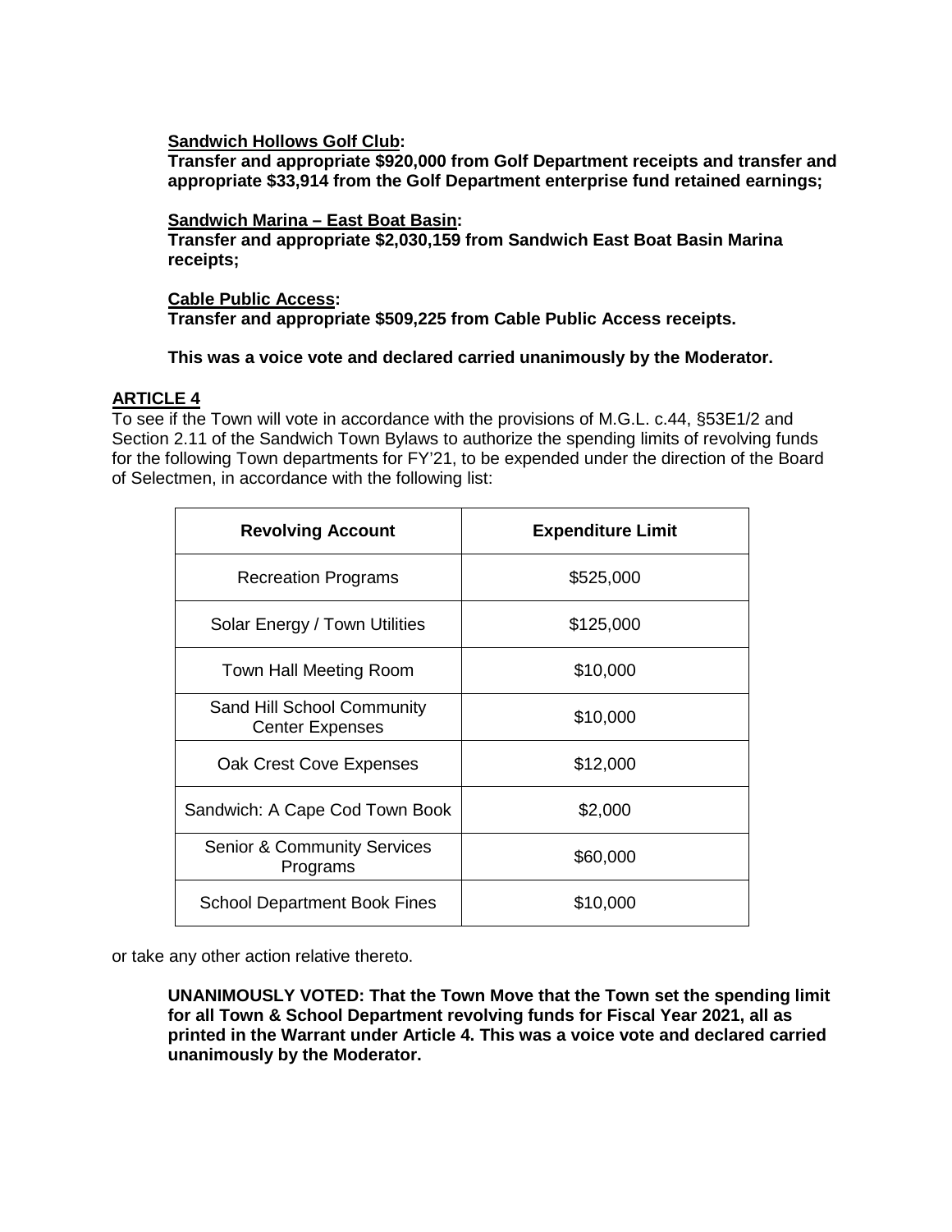**Sandwich Hollows Golf Club:**
**Transfer and appropriate $920,000 from Golf Department receipts and transfer and appropriate $33,914 from the Golf Department enterprise fund retained earnings;**

**Sandwich Marina – East Boat Basin:**
**Transfer and appropriate $2,030,159 from Sandwich East Boat Basin Marina receipts;**

**Cable Public Access:**
**Transfer and appropriate $509,225 from Cable Public Access receipts.**

**This was a voice vote and declared carried unanimously by the Moderator.**

## ARTICLE 4

To see if the Town will vote in accordance with the provisions of M.G.L. c.44, §53E1/2 and Section 2.11 of the Sandwich Town Bylaws to authorize the spending limits of revolving funds for the following Town departments for FY'21, to be expended under the direction of the Board of Selectmen, in accordance with the following list:

| Revolving Account | Expenditure Limit |
|---|---|
| Recreation Programs | $525,000 |
| Solar Energy / Town Utilities | $125,000 |
| Town Hall Meeting Room | $10,000 |
| Sand Hill School Community Center Expenses | $10,000 |
| Oak Crest Cove Expenses | $12,000 |
| Sandwich: A Cape Cod Town Book | $2,000 |
| Senior & Community Services Programs | $60,000 |
| School Department Book Fines | $10,000 |

or take any other action relative thereto.

**UNANIMOUSLY VOTED: That the Town Move that the Town set the spending limit for all Town & School Department revolving funds for Fiscal Year 2021, all as printed in the Warrant under Article 4. This was a voice vote and declared carried unanimously by the Moderator.**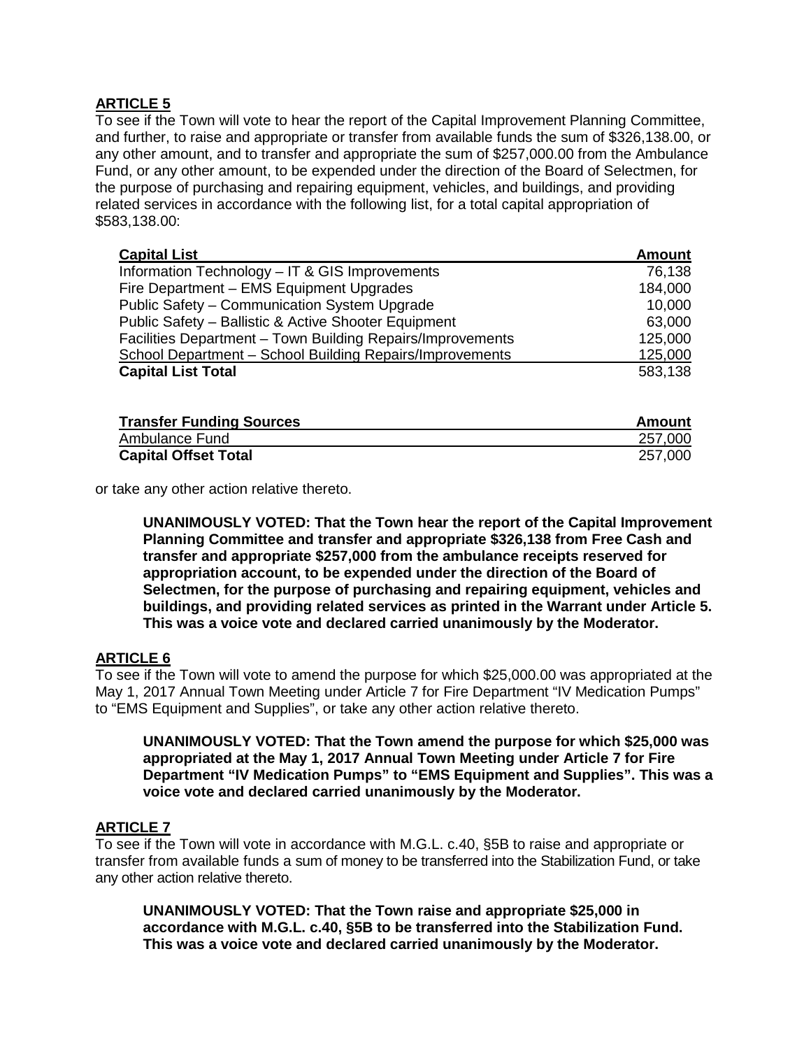**ARTICLE 5**

To see if the Town will vote to hear the report of the Capital Improvement Planning Committee, and further, to raise and appropriate or transfer from available funds the sum of $326,138.00, or any other amount, and to transfer and appropriate the sum of $257,000.00 from the Ambulance Fund, or any other amount, to be expended under the direction of the Board of Selectmen, for the purpose of purchasing and repairing equipment, vehicles, and buildings, and providing related services in accordance with the following list, for a total capital appropriation of $583,138.00:

| Capital List | Amount |
|---|---|
| Information Technology – IT & GIS Improvements | 76,138 |
| Fire Department – EMS Equipment Upgrades | 184,000 |
| Public Safety – Communication System Upgrade | 10,000 |
| Public Safety – Ballistic & Active Shooter Equipment | 63,000 |
| Facilities Department – Town Building Repairs/Improvements | 125,000 |
| School Department – School Building Repairs/Improvements | 125,000 |
| **Capital List Total** | 583,138 |

| Transfer Funding Sources | Amount |
|---|---|
| Ambulance Fund | 257,000 |
| **Capital Offset Total** | 257,000 |

or take any other action relative thereto.

**UNANIMOUSLY VOTED: That the Town hear the report of the Capital Improvement Planning Committee and transfer and appropriate $326,138 from Free Cash and transfer and appropriate $257,000 from the ambulance receipts reserved for appropriation account, to be expended under the direction of the Board of Selectmen, for the purpose of purchasing and repairing equipment, vehicles and buildings, and providing related services as printed in the Warrant under Article 5. This was a voice vote and declared carried unanimously by the Moderator.**

**ARTICLE 6**

To see if the Town will vote to amend the purpose for which $25,000.00 was appropriated at the May 1, 2017 Annual Town Meeting under Article 7 for Fire Department "IV Medication Pumps" to "EMS Equipment and Supplies", or take any other action relative thereto.

**UNANIMOUSLY VOTED: That the Town amend the purpose for which $25,000 was appropriated at the May 1, 2017 Annual Town Meeting under Article 7 for Fire Department "IV Medication Pumps" to "EMS Equipment and Supplies". This was a voice vote and declared carried unanimously by the Moderator.**

**ARTICLE 7**

To see if the Town will vote in accordance with M.G.L. c.40, §5B to raise and appropriate or transfer from available funds a sum of money to be transferred into the Stabilization Fund, or take any other action relative thereto.

**UNANIMOUSLY VOTED: That the Town raise and appropriate $25,000 in accordance with M.G.L. c.40, §5B to be transferred into the Stabilization Fund. This was a voice vote and declared carried unanimously by the Moderator.**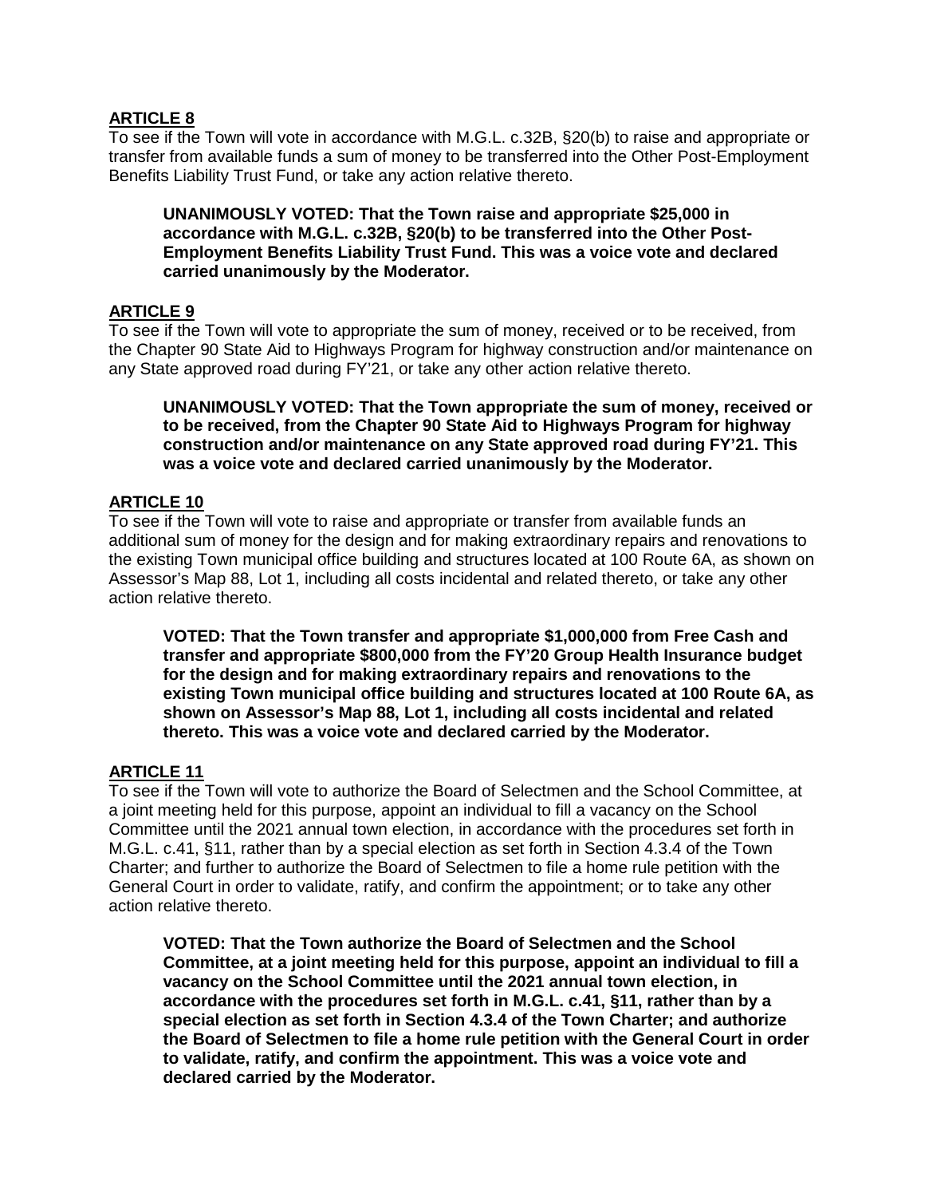**ARTICLE 8**

To see if the Town will vote in accordance with M.G.L. c.32B, §20(b) to raise and appropriate or transfer from available funds a sum of money to be transferred into the Other Post-Employment Benefits Liability Trust Fund, or take any action relative thereto.

> **UNANIMOUSLY VOTED: That the Town raise and appropriate $25,000 in accordance with M.G.L. c.32B, §20(b) to be transferred into the Other Post-Employment Benefits Liability Trust Fund. This was a voice vote and declared carried unanimously by the Moderator.**

**ARTICLE 9**

To see if the Town will vote to appropriate the sum of money, received or to be received, from the Chapter 90 State Aid to Highways Program for highway construction and/or maintenance on any State approved road during FY'21, or take any other action relative thereto.

> **UNANIMOUSLY VOTED: That the Town appropriate the sum of money, received or to be received, from the Chapter 90 State Aid to Highways Program for highway construction and/or maintenance on any State approved road during FY'21. This was a voice vote and declared carried unanimously by the Moderator.**

**ARTICLE 10**

To see if the Town will vote to raise and appropriate or transfer from available funds an additional sum of money for the design and for making extraordinary repairs and renovations to the existing Town municipal office building and structures located at 100 Route 6A, as shown on Assessor's Map 88, Lot 1, including all costs incidental and related thereto, or take any other action relative thereto.

> **VOTED: That the Town transfer and appropriate $1,000,000 from Free Cash and transfer and appropriate $800,000 from the FY'20 Group Health Insurance budget for the design and for making extraordinary repairs and renovations to the existing Town municipal office building and structures located at 100 Route 6A, as shown on Assessor's Map 88, Lot 1, including all costs incidental and related thereto. This was a voice vote and declared carried by the Moderator.**

**ARTICLE 11**

To see if the Town will vote to authorize the Board of Selectmen and the School Committee, at a joint meeting held for this purpose, appoint an individual to fill a vacancy on the School Committee until the 2021 annual town election, in accordance with the procedures set forth in M.G.L. c.41, §11, rather than by a special election as set forth in Section 4.3.4 of the Town Charter; and further to authorize the Board of Selectmen to file a home rule petition with the General Court in order to validate, ratify, and confirm the appointment; or to take any other action relative thereto.

> **VOTED: That the Town authorize the Board of Selectmen and the School Committee, at a joint meeting held for this purpose, appoint an individual to fill a vacancy on the School Committee until the 2021 annual town election, in accordance with the procedures set forth in M.G.L. c.41, §11, rather than by a special election as set forth in Section 4.3.4 of the Town Charter; and authorize the Board of Selectmen to file a home rule petition with the General Court in order to validate, ratify, and confirm the appointment. This was a voice vote and declared carried by the Moderator.**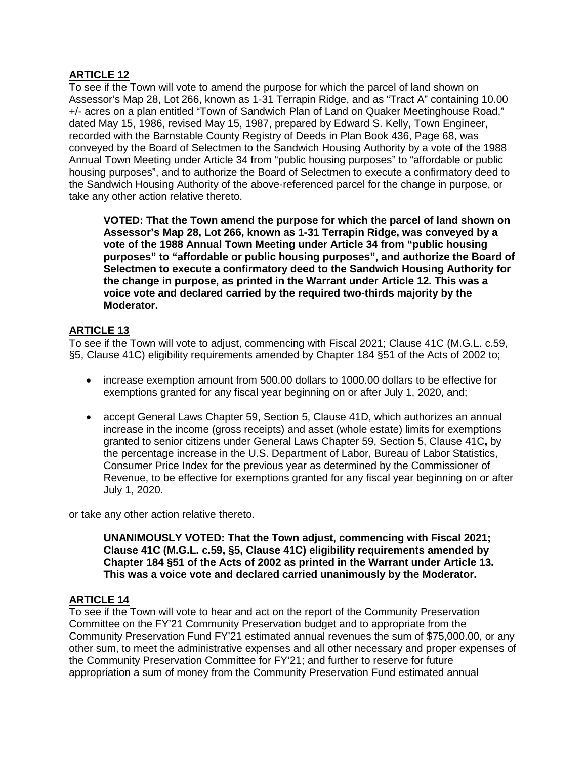**ARTICLE 12**

To see if the Town will vote to amend the purpose for which the parcel of land shown on Assessor's Map 28, Lot 266, known as 1-31 Terrapin Ridge, and as "Tract A" containing 10.00 +/- acres on a plan entitled "Town of Sandwich Plan of Land on Quaker Meetinghouse Road," dated May 15, 1986, revised May 15, 1987, prepared by Edward S. Kelly, Town Engineer, recorded with the Barnstable County Registry of Deeds in Plan Book 436, Page 68, was conveyed by the Board of Selectmen to the Sandwich Housing Authority by a vote of the 1988 Annual Town Meeting under Article 34 from "public housing purposes" to "affordable or public housing purposes", and to authorize the Board of Selectmen to execute a confirmatory deed to the Sandwich Housing Authority of the above-referenced parcel for the change in purpose, or take any other action relative thereto.

> **VOTED: That the Town amend the purpose for which the parcel of land shown on Assessor's Map 28, Lot 266, known as 1-31 Terrapin Ridge, was conveyed by a vote of the 1988 Annual Town Meeting under Article 34 from "public housing purposes" to "affordable or public housing purposes", and authorize the Board of Selectmen to execute a confirmatory deed to the Sandwich Housing Authority for the change in purpose, as printed in the Warrant under Article 12. This was a voice vote and declared carried by the required two-thirds majority by the Moderator.**

**ARTICLE 13**

To see if the Town will vote to adjust, commencing with Fiscal 2021; Clause 41C (M.G.L. c.59, §5, Clause 41C) eligibility requirements amended by Chapter 184 §51 of the Acts of 2002 to;

- increase exemption amount from 500.00 dollars to 1000.00 dollars to be effective for exemptions granted for any fiscal year beginning on or after July 1, 2020, and;
- accept General Laws Chapter 59, Section 5, Clause 41D, which authorizes an annual increase in the income (gross receipts) and asset (whole estate) limits for exemptions granted to senior citizens under General Laws Chapter 59, Section 5, Clause 41C**,** by the percentage increase in the U.S. Department of Labor, Bureau of Labor Statistics, Consumer Price Index for the previous year as determined by the Commissioner of Revenue, to be effective for exemptions granted for any fiscal year beginning on or after July 1, 2020.

or take any other action relative thereto.

> **UNANIMOUSLY VOTED: That the Town adjust, commencing with Fiscal 2021; Clause 41C (M.G.L. c.59, §5, Clause 41C) eligibility requirements amended by Chapter 184 §51 of the Acts of 2002 as printed in the Warrant under Article 13. This was a voice vote and declared carried unanimously by the Moderator.**

**ARTICLE 14**

To see if the Town will vote to hear and act on the report of the Community Preservation Committee on the FY'21 Community Preservation budget and to appropriate from the Community Preservation Fund FY'21 estimated annual revenues the sum of $75,000.00, or any other sum, to meet the administrative expenses and all other necessary and proper expenses of the Community Preservation Committee for FY'21; and further to reserve for future appropriation a sum of money from the Community Preservation Fund estimated annual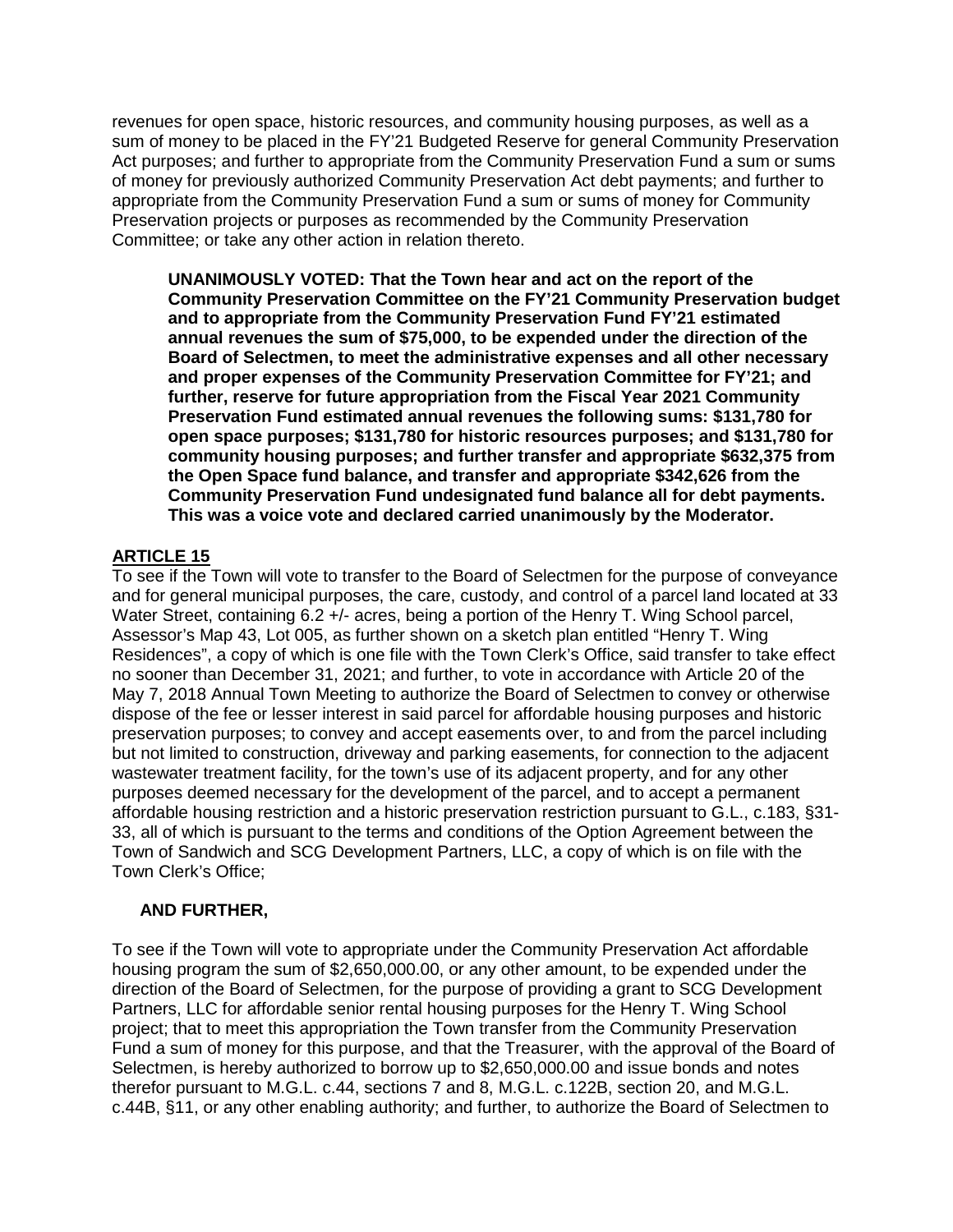revenues for open space, historic resources, and community housing purposes, as well as a sum of money to be placed in the FY'21 Budgeted Reserve for general Community Preservation Act purposes; and further to appropriate from the Community Preservation Fund a sum or sums of money for previously authorized Community Preservation Act debt payments; and further to appropriate from the Community Preservation Fund a sum or sums of money for Community Preservation projects or purposes as recommended by the Community Preservation Committee; or take any other action in relation thereto.

> **UNANIMOUSLY VOTED: That the Town hear and act on the report of the Community Preservation Committee on the FY'21 Community Preservation budget and to appropriate from the Community Preservation Fund FY'21 estimated annual revenues the sum of $75,000, to be expended under the direction of the Board of Selectmen, to meet the administrative expenses and all other necessary and proper expenses of the Community Preservation Committee for FY'21; and further, reserve for future appropriation from the Fiscal Year 2021 Community Preservation Fund estimated annual revenues the following sums: $131,780 for open space purposes; $131,780 for historic resources purposes; and $131,780 for community housing purposes; and further transfer and appropriate $632,375 from the Open Space fund balance, and transfer and appropriate $342,626 from the Community Preservation Fund undesignated fund balance all for debt payments. This was a voice vote and declared carried unanimously by the Moderator.**

## ARTICLE 15

To see if the Town will vote to transfer to the Board of Selectmen for the purpose of conveyance and for general municipal purposes, the care, custody, and control of a parcel land located at 33 Water Street, containing 6.2 +/- acres, being a portion of the Henry T. Wing School parcel, Assessor's Map 43, Lot 005, as further shown on a sketch plan entitled "Henry T. Wing Residences", a copy of which is one file with the Town Clerk's Office, said transfer to take effect no sooner than December 31, 2021; and further, to vote in accordance with Article 20 of the May 7, 2018 Annual Town Meeting to authorize the Board of Selectmen to convey or otherwise dispose of the fee or lesser interest in said parcel for affordable housing purposes and historic preservation purposes; to convey and accept easements over, to and from the parcel including but not limited to construction, driveway and parking easements, for connection to the adjacent wastewater treatment facility, for the town's use of its adjacent property, and for any other purposes deemed necessary for the development of the parcel, and to accept a permanent affordable housing restriction and a historic preservation restriction pursuant to G.L., c.183, §31-33, all of which is pursuant to the terms and conditions of the Option Agreement between the Town of Sandwich and SCG Development Partners, LLC, a copy of which is on file with the Town Clerk's Office;

**AND FURTHER,**

To see if the Town will vote to appropriate under the Community Preservation Act affordable housing program the sum of $2,650,000.00, or any other amount, to be expended under the direction of the Board of Selectmen, for the purpose of providing a grant to SCG Development Partners, LLC for affordable senior rental housing purposes for the Henry T. Wing School project; that to meet this appropriation the Town transfer from the Community Preservation Fund a sum of money for this purpose, and that the Treasurer, with the approval of the Board of Selectmen, is hereby authorized to borrow up to $2,650,000.00 and issue bonds and notes therefor pursuant to M.G.L. c.44, sections 7 and 8, M.G.L. c.122B, section 20, and M.G.L. c.44B, §11, or any other enabling authority; and further, to authorize the Board of Selectmen to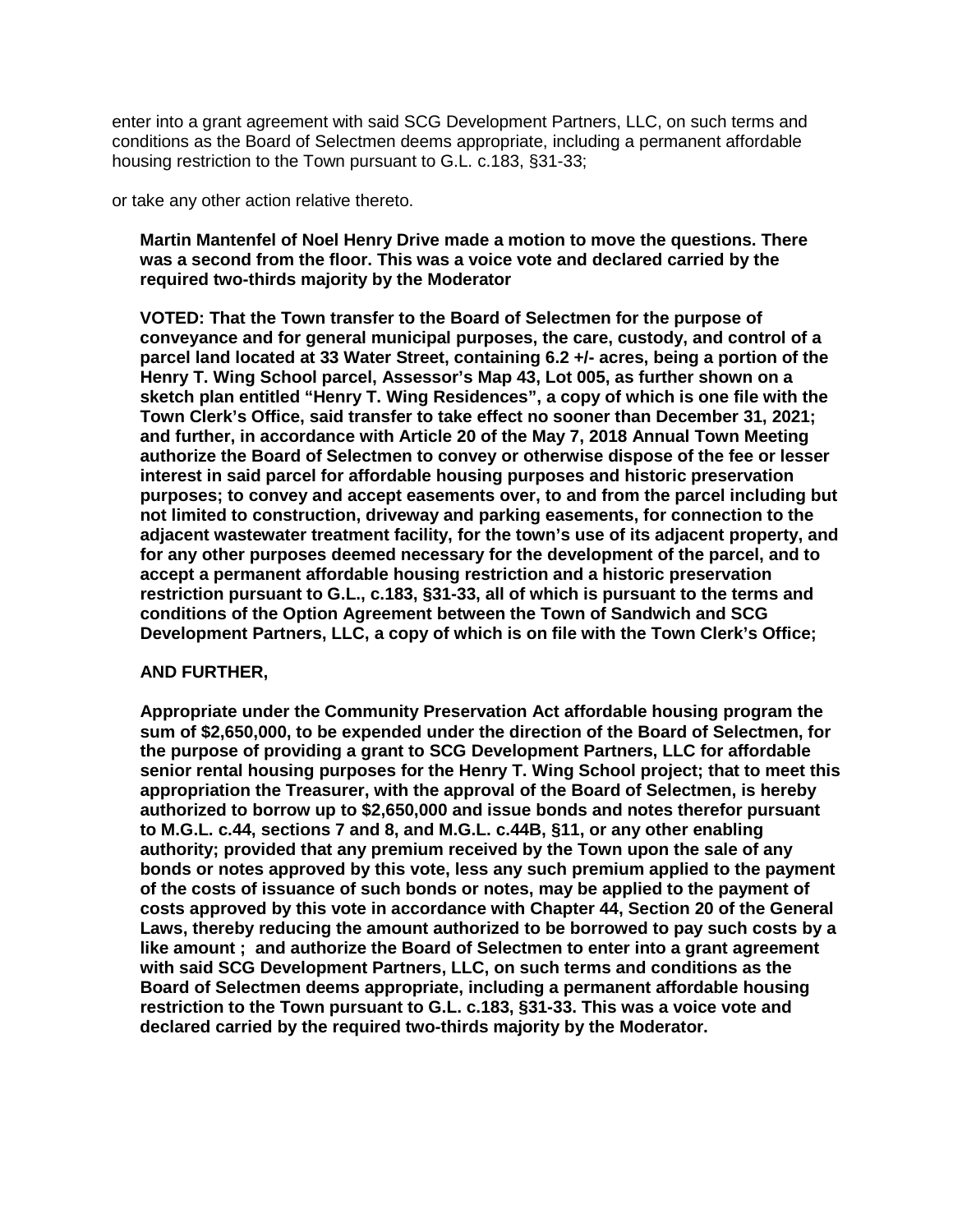enter into a grant agreement with said SCG Development Partners, LLC, on such terms and conditions as the Board of Selectmen deems appropriate, including a permanent affordable housing restriction to the Town pursuant to G.L. c.183, §31-33;

or take any other action relative thereto.

**Martin Mantenfel of Noel Henry Drive made a motion to move the questions. There was a second from the floor. This was a voice vote and declared carried by the required two-thirds majority by the Moderator**

**VOTED: That the Town transfer to the Board of Selectmen for the purpose of conveyance and for general municipal purposes, the care, custody, and control of a parcel land located at 33 Water Street, containing 6.2 +/- acres, being a portion of the Henry T. Wing School parcel, Assessor's Map 43, Lot 005, as further shown on a sketch plan entitled "Henry T. Wing Residences", a copy of which is one file with the Town Clerk's Office, said transfer to take effect no sooner than December 31, 2021; and further, in accordance with Article 20 of the May 7, 2018 Annual Town Meeting authorize the Board of Selectmen to convey or otherwise dispose of the fee or lesser interest in said parcel for affordable housing purposes and historic preservation purposes; to convey and accept easements over, to and from the parcel including but not limited to construction, driveway and parking easements, for connection to the adjacent wastewater treatment facility, for the town's use of its adjacent property, and for any other purposes deemed necessary for the development of the parcel, and to accept a permanent affordable housing restriction and a historic preservation restriction pursuant to G.L., c.183, §31-33, all of which is pursuant to the terms and conditions of the Option Agreement between the Town of Sandwich and SCG Development Partners, LLC, a copy of which is on file with the Town Clerk's Office;**

**AND FURTHER,**

**Appropriate under the Community Preservation Act affordable housing program the sum of $2,650,000, to be expended under the direction of the Board of Selectmen, for the purpose of providing a grant to SCG Development Partners, LLC for affordable senior rental housing purposes for the Henry T. Wing School project; that to meet this appropriation the Treasurer, with the approval of the Board of Selectmen, is hereby authorized to borrow up to $2,650,000 and issue bonds and notes therefor pursuant to M.G.L. c.44, sections 7 and 8, and M.G.L. c.44B, §11, or any other enabling authority; provided that any premium received by the Town upon the sale of any bonds or notes approved by this vote, less any such premium applied to the payment of the costs of issuance of such bonds or notes, may be applied to the payment of costs approved by this vote in accordance with Chapter 44, Section 20 of the General Laws, thereby reducing the amount authorized to be borrowed to pay such costs by a like amount ; and authorize the Board of Selectmen to enter into a grant agreement with said SCG Development Partners, LLC, on such terms and conditions as the Board of Selectmen deems appropriate, including a permanent affordable housing restriction to the Town pursuant to G.L. c.183, §31-33. This was a voice vote and declared carried by the required two-thirds majority by the Moderator.**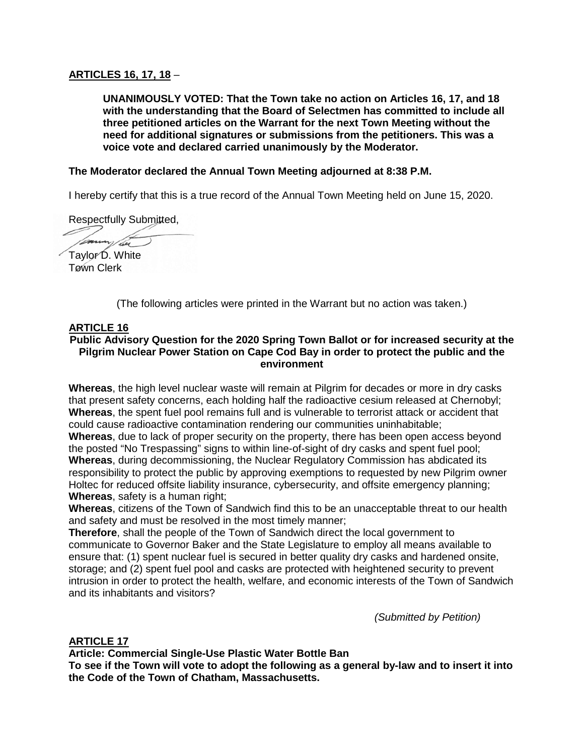**ARTICLES 16, 17, 18** –

> **UNANIMOUSLY VOTED: That the Town take no action on Articles 16, 17, and 18 with the understanding that the Board of Selectmen has committed to include all three petitioned articles on the Warrant for the next Town Meeting without the need for additional signatures or submissions from the petitioners. This was a voice vote and declared carried unanimously by the Moderator.**

**The Moderator declared the Annual Town Meeting adjourned at 8:38 P.M.**

I hereby certify that this is a true record of the Annual Town Meeting held on June 15, 2020.

Respectfully Submitted,

Taylor D. White
Town Clerk

(The following articles were printed in the Warrant but no action was taken.)

## ARTICLE 16

**Public Advisory Question for the 2020 Spring Town Ballot or for increased security at the Pilgrim Nuclear Power Station on Cape Cod Bay in order to protect the public and the environment**

**Whereas**, the high level nuclear waste will remain at Pilgrim for decades or more in dry casks that present safety concerns, each holding half the radioactive cesium released at Chernobyl;
**Whereas**, the spent fuel pool remains full and is vulnerable to terrorist attack or accident that could cause radioactive contamination rendering our communities uninhabitable;
**Whereas**, due to lack of proper security on the property, there has been open access beyond the posted "No Trespassing" signs to within line-of-sight of dry casks and spent fuel pool;
**Whereas**, during decommissioning, the Nuclear Regulatory Commission has abdicated its responsibility to protect the public by approving exemptions to requested by new Pilgrim owner Holtec for reduced offsite liability insurance, cybersecurity, and offsite emergency planning;
**Whereas**, safety is a human right;
**Whereas**, citizens of the Town of Sandwich find this to be an unacceptable threat to our health and safety and must be resolved in the most timely manner;
**Therefore**, shall the people of the Town of Sandwich direct the local government to communicate to Governor Baker and the State Legislature to employ all means available to ensure that: (1) spent nuclear fuel is secured in better quality dry casks and hardened onsite, storage; and (2) spent fuel pool and casks are protected with heightened security to prevent intrusion in order to protect the health, welfare, and economic interests of the Town of Sandwich and its inhabitants and visitors?

*(Submitted by Petition)*

## ARTICLE 17

**Article: Commercial Single-Use Plastic Water Bottle Ban**
**To see if the Town will vote to adopt the following as a general by-law and to insert it into the Code of the Town of Chatham, Massachusetts.**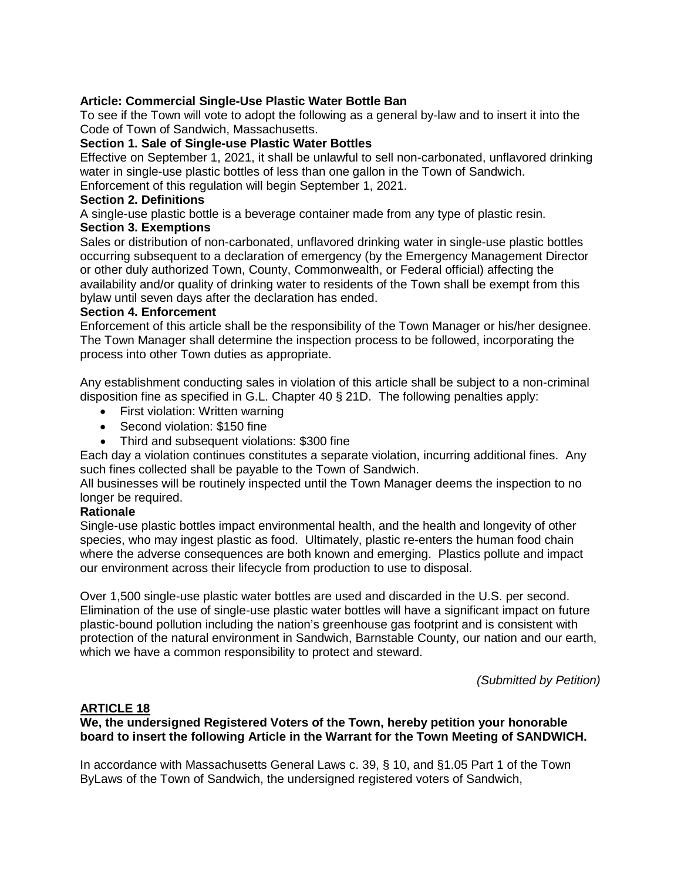**Article: Commercial Single-Use Plastic Water Bottle Ban**

To see if the Town will vote to adopt the following as a general by-law and to insert it into the Code of Town of Sandwich, Massachusetts.

**Section 1. Sale of Single-use Plastic Water Bottles**

Effective on September 1, 2021, it shall be unlawful to sell non-carbonated, unflavored drinking water in single-use plastic bottles of less than one gallon in the Town of Sandwich. Enforcement of this regulation will begin September 1, 2021.

**Section 2. Definitions**

A single-use plastic bottle is a beverage container made from any type of plastic resin.

**Section 3. Exemptions**

Sales or distribution of non-carbonated, unflavored drinking water in single-use plastic bottles occurring subsequent to a declaration of emergency (by the Emergency Management Director or other duly authorized Town, County, Commonwealth, or Federal official) affecting the availability and/or quality of drinking water to residents of the Town shall be exempt from this bylaw until seven days after the declaration has ended.

**Section 4. Enforcement**

Enforcement of this article shall be the responsibility of the Town Manager or his/her designee. The Town Manager shall determine the inspection process to be followed, incorporating the process into other Town duties as appropriate.

Any establishment conducting sales in violation of this article shall be subject to a non-criminal disposition fine as specified in G.L. Chapter 40 § 21D. The following penalties apply:

- First violation: Written warning
- Second violation: $150 fine
- Third and subsequent violations: $300 fine

Each day a violation continues constitutes a separate violation, incurring additional fines. Any such fines collected shall be payable to the Town of Sandwich.

All businesses will be routinely inspected until the Town Manager deems the inspection to no longer be required.

**Rationale**

Single-use plastic bottles impact environmental health, and the health and longevity of other species, who may ingest plastic as food. Ultimately, plastic re-enters the human food chain where the adverse consequences are both known and emerging. Plastics pollute and impact our environment across their lifecycle from production to use to disposal.

Over 1,500 single-use plastic water bottles are used and discarded in the U.S. per second. Elimination of the use of single-use plastic water bottles will have a significant impact on future plastic-bound pollution including the nation's greenhouse gas footprint and is consistent with protection of the natural environment in Sandwich, Barnstable County, our nation and our earth, which we have a common responsibility to protect and steward.

*(Submitted by Petition)*

**ARTICLE 18**

**We, the undersigned Registered Voters of the Town, hereby petition your honorable board to insert the following Article in the Warrant for the Town Meeting of SANDWICH.**

In accordance with Massachusetts General Laws c. 39, § 10, and §1.05 Part 1 of the Town ByLaws of the Town of Sandwich, the undersigned registered voters of Sandwich,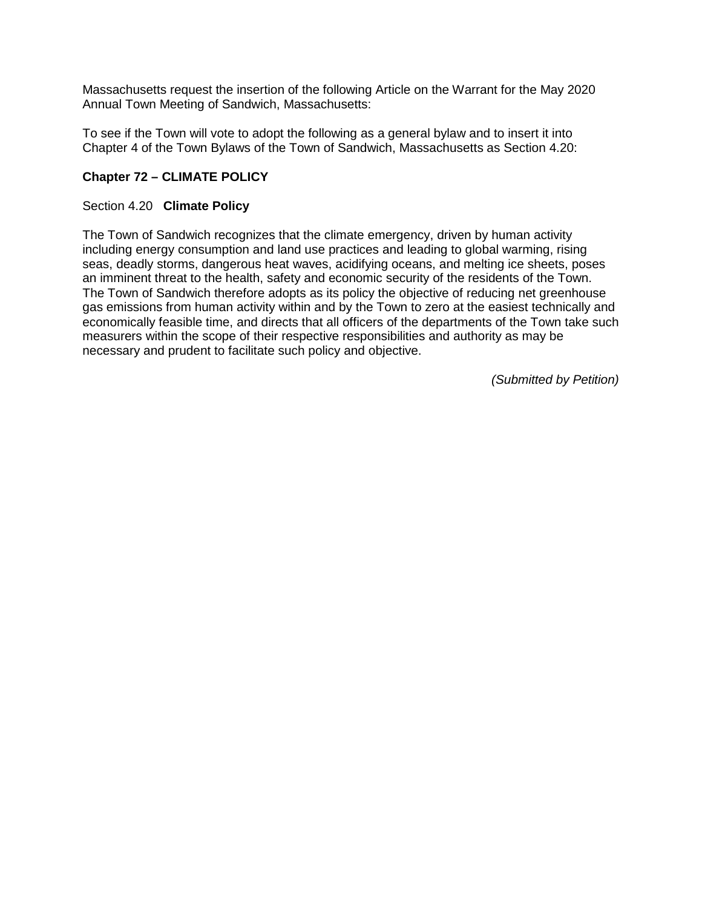Massachusetts request the insertion of the following Article on the Warrant for the May 2020 Annual Town Meeting of Sandwich, Massachusetts:

To see if the Town will vote to adopt the following as a general bylaw and to insert it into Chapter 4 of the Town Bylaws of the Town of Sandwich, Massachusetts as Section 4.20:

**Chapter 72 – CLIMATE POLICY**

Section 4.20 **Climate Policy**

The Town of Sandwich recognizes that the climate emergency, driven by human activity including energy consumption and land use practices and leading to global warming, rising seas, deadly storms, dangerous heat waves, acidifying oceans, and melting ice sheets, poses an imminent threat to the health, safety and economic security of the residents of the Town. The Town of Sandwich therefore adopts as its policy the objective of reducing net greenhouse gas emissions from human activity within and by the Town to zero at the easiest technically and economically feasible time, and directs that all officers of the departments of the Town take such measurers within the scope of their respective responsibilities and authority as may be necessary and prudent to facilitate such policy and objective.

*(Submitted by Petition)*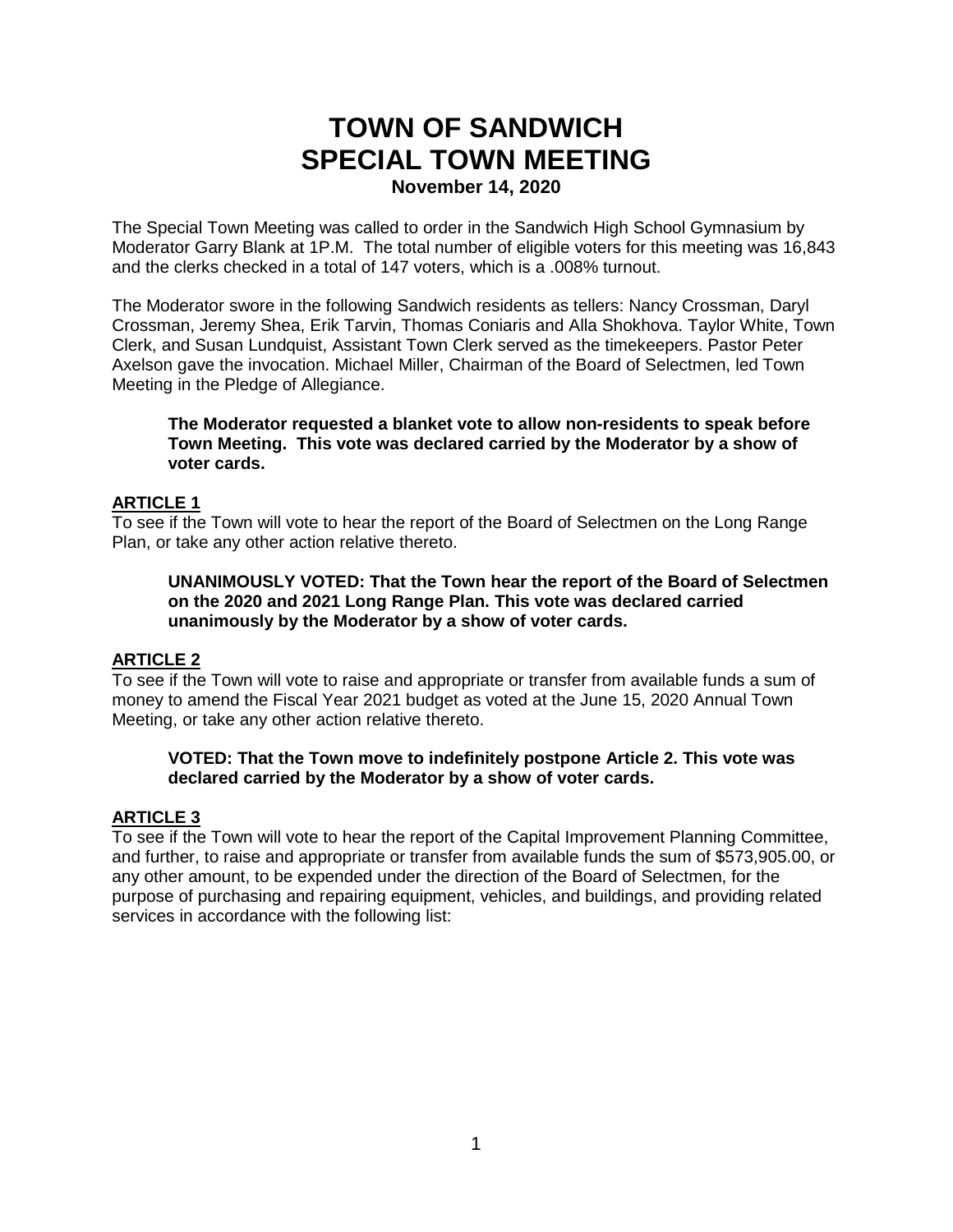# TOWN OF SANDWICH
# SPECIAL TOWN MEETING
### November 14, 2020

The Special Town Meeting was called to order in the Sandwich High School Gymnasium by Moderator Garry Blank at 1P.M. The total number of eligible voters for this meeting was 16,843 and the clerks checked in a total of 147 voters, which is a .008% turnout.

The Moderator swore in the following Sandwich residents as tellers: Nancy Crossman, Daryl Crossman, Jeremy Shea, Erik Tarvin, Thomas Coniaris and Alla Shokhova. Taylor White, Town Clerk, and Susan Lundquist, Assistant Town Clerk served as the timekeepers. Pastor Peter Axelson gave the invocation. Michael Miller, Chairman of the Board of Selectmen, led Town Meeting in the Pledge of Allegiance.

> **The Moderator requested a blanket vote to allow non-residents to speak before Town Meeting. This vote was declared carried by the Moderator by a show of voter cards.**

**ARTICLE 1**

To see if the Town will vote to hear the report of the Board of Selectmen on the Long Range Plan, or take any other action relative thereto.

> **UNANIMOUSLY VOTED: That the Town hear the report of the Board of Selectmen on the 2020 and 2021 Long Range Plan. This vote was declared carried unanimously by the Moderator by a show of voter cards.**

**ARTICLE 2**

To see if the Town will vote to raise and appropriate or transfer from available funds a sum of money to amend the Fiscal Year 2021 budget as voted at the June 15, 2020 Annual Town Meeting, or take any other action relative thereto.

> **VOTED: That the Town move to indefinitely postpone Article 2. This vote was declared carried by the Moderator by a show of voter cards.**

**ARTICLE 3**

To see if the Town will vote to hear the report of the Capital Improvement Planning Committee, and further, to raise and appropriate or transfer from available funds the sum of $573,905.00, or any other amount, to be expended under the direction of the Board of Selectmen, for the purpose of purchasing and repairing equipment, vehicles, and buildings, and providing related services in accordance with the following list: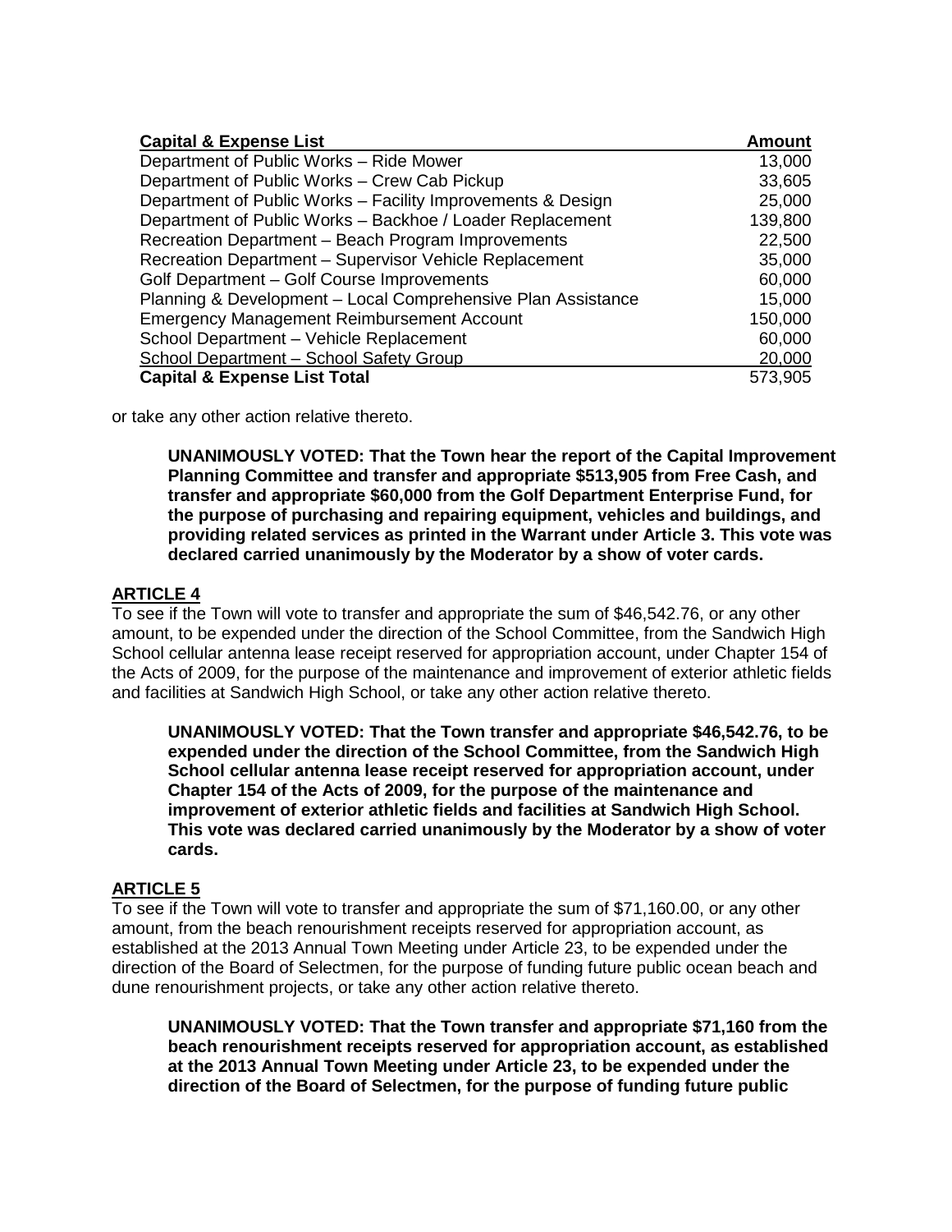| Capital & Expense List | Amount |
|---|---|
| Department of Public Works – Ride Mower | 13,000 |
| Department of Public Works – Crew Cab Pickup | 33,605 |
| Department of Public Works – Facility Improvements & Design | 25,000 |
| Department of Public Works – Backhoe / Loader Replacement | 139,800 |
| Recreation Department – Beach Program Improvements | 22,500 |
| Recreation Department – Supervisor Vehicle Replacement | 35,000 |
| Golf Department – Golf Course Improvements | 60,000 |
| Planning & Development – Local Comprehensive Plan Assistance | 15,000 |
| Emergency Management Reimbursement Account | 150,000 |
| School Department – Vehicle Replacement | 60,000 |
| School Department – School Safety Group | 20,000 |
| **Capital & Expense List Total** | 573,905 |

or take any other action relative thereto.

> **UNANIMOUSLY VOTED: That the Town hear the report of the Capital Improvement Planning Committee and transfer and appropriate $513,905 from Free Cash, and transfer and appropriate $60,000 from the Golf Department Enterprise Fund, for the purpose of purchasing and repairing equipment, vehicles and buildings, and providing related services as printed in the Warrant under Article 3. This vote was declared carried unanimously by the Moderator by a show of voter cards.**

## ARTICLE 4

To see if the Town will vote to transfer and appropriate the sum of $46,542.76, or any other amount, to be expended under the direction of the School Committee, from the Sandwich High School cellular antenna lease receipt reserved for appropriation account, under Chapter 154 of the Acts of 2009, for the purpose of the maintenance and improvement of exterior athletic fields and facilities at Sandwich High School, or take any other action relative thereto.

> **UNANIMOUSLY VOTED: That the Town transfer and appropriate $46,542.76, to be expended under the direction of the School Committee, from the Sandwich High School cellular antenna lease receipt reserved for appropriation account, under Chapter 154 of the Acts of 2009, for the purpose of the maintenance and improvement of exterior athletic fields and facilities at Sandwich High School. This vote was declared carried unanimously by the Moderator by a show of voter cards.**

## ARTICLE 5

To see if the Town will vote to transfer and appropriate the sum of $71,160.00, or any other amount, from the beach renourishment receipts reserved for appropriation account, as established at the 2013 Annual Town Meeting under Article 23, to be expended under the direction of the Board of Selectmen, for the purpose of funding future public ocean beach and dune renourishment projects, or take any other action relative thereto.

> **UNANIMOUSLY VOTED: That the Town transfer and appropriate $71,160 from the beach renourishment receipts reserved for appropriation account, as established at the 2013 Annual Town Meeting under Article 23, to be expended under the direction of the Board of Selectmen, for the purpose of funding future public**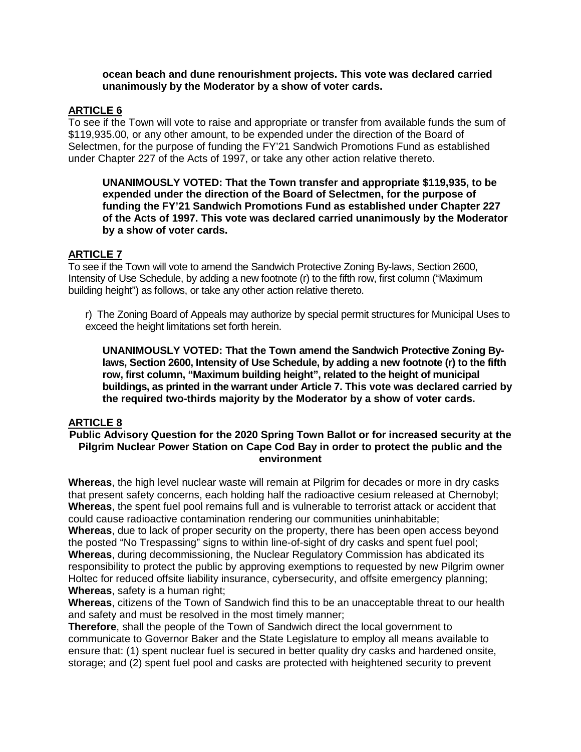**ocean beach and dune renourishment projects. This vote was declared carried unanimously by the Moderator by a show of voter cards.**

## ARTICLE 6

To see if the Town will vote to raise and appropriate or transfer from available funds the sum of $119,935.00, or any other amount, to be expended under the direction of the Board of Selectmen, for the purpose of funding the FY'21 Sandwich Promotions Fund as established under Chapter 227 of the Acts of 1997, or take any other action relative thereto.

**UNANIMOUSLY VOTED: That the Town transfer and appropriate $119,935, to be expended under the direction of the Board of Selectmen, for the purpose of funding the FY'21 Sandwich Promotions Fund as established under Chapter 227 of the Acts of 1997. This vote was declared carried unanimously by the Moderator by a show of voter cards.**

## ARTICLE 7

To see if the Town will vote to amend the Sandwich Protective Zoning By-laws, Section 2600, Intensity of Use Schedule, by adding a new footnote (r) to the fifth row, first column ("Maximum building height") as follows, or take any other action relative thereto.

r) The Zoning Board of Appeals may authorize by special permit structures for Municipal Uses to exceed the height limitations set forth herein.

**UNANIMOUSLY VOTED: That the Town amend the Sandwich Protective Zoning By-laws, Section 2600, Intensity of Use Schedule, by adding a new footnote (r) to the fifth row, first column, "Maximum building height", related to the height of municipal buildings, as printed in the warrant under Article 7. This vote was declared carried by the required two-thirds majority by the Moderator by a show of voter cards.**

## ARTICLE 8

**Public Advisory Question for the 2020 Spring Town Ballot or for increased security at the Pilgrim Nuclear Power Station on Cape Cod Bay in order to protect the public and the environment**

**Whereas**, the high level nuclear waste will remain at Pilgrim for decades or more in dry casks that present safety concerns, each holding half the radioactive cesium released at Chernobyl;
**Whereas**, the spent fuel pool remains full and is vulnerable to terrorist attack or accident that could cause radioactive contamination rendering our communities uninhabitable;
**Whereas**, due to lack of proper security on the property, there has been open access beyond the posted "No Trespassing" signs to within line-of-sight of dry casks and spent fuel pool;
**Whereas**, during decommissioning, the Nuclear Regulatory Commission has abdicated its responsibility to protect the public by approving exemptions to requested by new Pilgrim owner Holtec for reduced offsite liability insurance, cybersecurity, and offsite emergency planning;
**Whereas**, safety is a human right;
**Whereas**, citizens of the Town of Sandwich find this to be an unacceptable threat to our health and safety and must be resolved in the most timely manner;
**Therefore**, shall the people of the Town of Sandwich direct the local government to communicate to Governor Baker and the State Legislature to employ all means available to ensure that: (1) spent nuclear fuel is secured in better quality dry casks and hardened onsite, storage; and (2) spent fuel pool and casks are protected with heightened security to prevent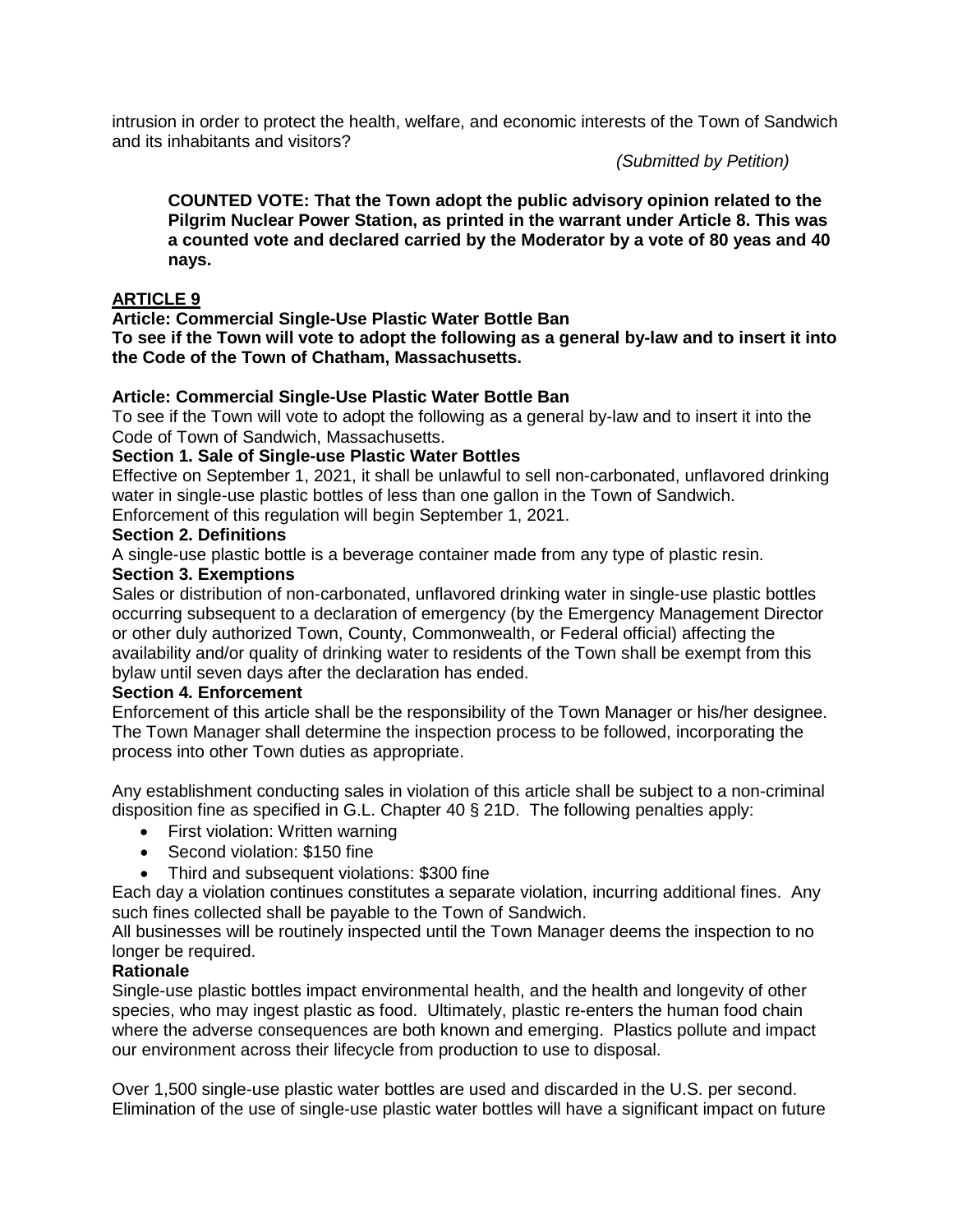intrusion in order to protect the health, welfare, and economic interests of the Town of Sandwich and its inhabitants and visitors?

*(Submitted by Petition)*

> **COUNTED VOTE: That the Town adopt the public advisory opinion related to the Pilgrim Nuclear Power Station, as printed in the warrant under Article 8. This was a counted vote and declared carried by the Moderator by a vote of 80 yeas and 40 nays.**

## ARTICLE 9

**Article: Commercial Single-Use Plastic Water Bottle Ban**
**To see if the Town will vote to adopt the following as a general by-law and to insert it into the Code of the Town of Chatham, Massachusetts.**

**Article: Commercial Single-Use Plastic Water Bottle Ban**
To see if the Town will vote to adopt the following as a general by-law and to insert it into the Code of Town of Sandwich, Massachusetts.

**Section 1. Sale of Single-use Plastic Water Bottles**
Effective on September 1, 2021, it shall be unlawful to sell non-carbonated, unflavored drinking water in single-use plastic bottles of less than one gallon in the Town of Sandwich. Enforcement of this regulation will begin September 1, 2021.

**Section 2. Definitions**
A single-use plastic bottle is a beverage container made from any type of plastic resin.

**Section 3. Exemptions**
Sales or distribution of non-carbonated, unflavored drinking water in single-use plastic bottles occurring subsequent to a declaration of emergency (by the Emergency Management Director or other duly authorized Town, County, Commonwealth, or Federal official) affecting the availability and/or quality of drinking water to residents of the Town shall be exempt from this bylaw until seven days after the declaration has ended.

**Section 4. Enforcement**
Enforcement of this article shall be the responsibility of the Town Manager or his/her designee. The Town Manager shall determine the inspection process to be followed, incorporating the process into other Town duties as appropriate.

Any establishment conducting sales in violation of this article shall be subject to a non-criminal disposition fine as specified in G.L. Chapter 40 § 21D. The following penalties apply:

- First violation: Written warning
- Second violation: $150 fine
- Third and subsequent violations: $300 fine

Each day a violation continues constitutes a separate violation, incurring additional fines. Any such fines collected shall be payable to the Town of Sandwich.
All businesses will be routinely inspected until the Town Manager deems the inspection to no longer be required.

**Rationale**
Single-use plastic bottles impact environmental health, and the health and longevity of other species, who may ingest plastic as food. Ultimately, plastic re-enters the human food chain where the adverse consequences are both known and emerging. Plastics pollute and impact our environment across their lifecycle from production to use to disposal.

Over 1,500 single-use plastic water bottles are used and discarded in the U.S. per second. Elimination of the use of single-use plastic water bottles will have a significant impact on future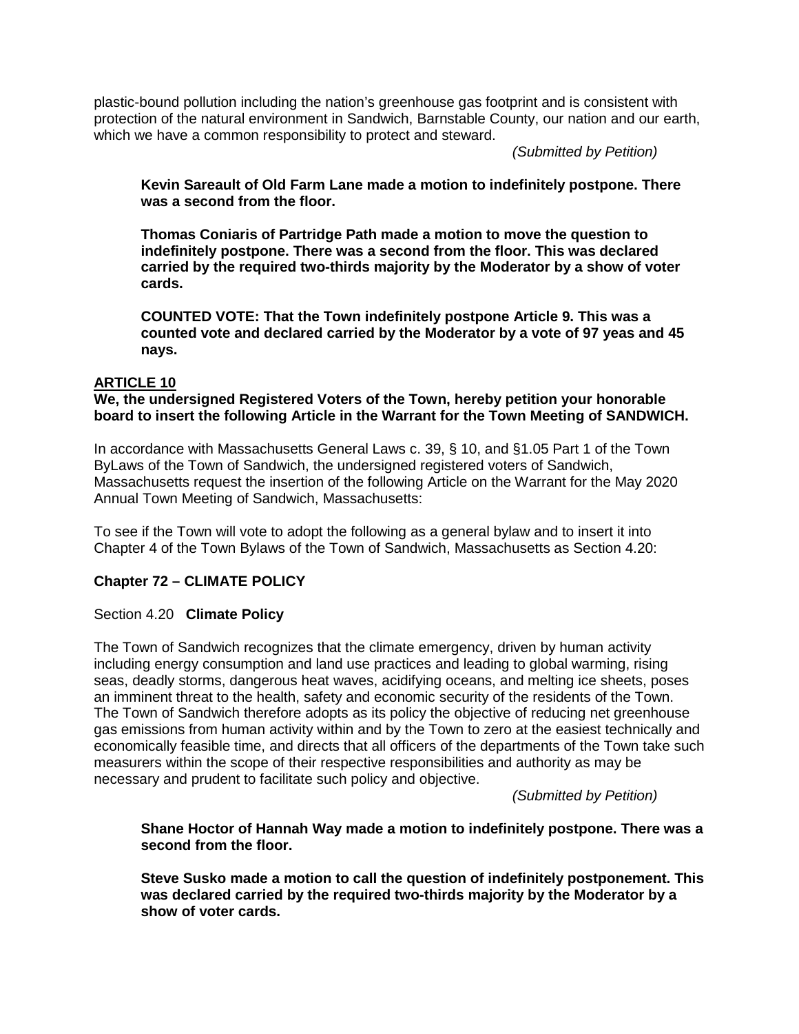plastic-bound pollution including the nation's greenhouse gas footprint and is consistent with protection of the natural environment in Sandwich, Barnstable County, our nation and our earth, which we have a common responsibility to protect and steward.

*(Submitted by Petition)*

**Kevin Sareault of Old Farm Lane made a motion to indefinitely postpone. There was a second from the floor.**

**Thomas Coniaris of Partridge Path made a motion to move the question to indefinitely postpone. There was a second from the floor. This was declared carried by the required two-thirds majority by the Moderator by a show of voter cards.**

**COUNTED VOTE: That the Town indefinitely postpone Article 9. This was a counted vote and declared carried by the Moderator by a vote of 97 yeas and 45 nays.**

## ARTICLE 10

**We, the undersigned Registered Voters of the Town, hereby petition your honorable board to insert the following Article in the Warrant for the Town Meeting of SANDWICH.**

In accordance with Massachusetts General Laws c. 39, § 10, and §1.05 Part 1 of the Town ByLaws of the Town of Sandwich, the undersigned registered voters of Sandwich, Massachusetts request the insertion of the following Article on the Warrant for the May 2020 Annual Town Meeting of Sandwich, Massachusetts:

To see if the Town will vote to adopt the following as a general bylaw and to insert it into Chapter 4 of the Town Bylaws of the Town of Sandwich, Massachusetts as Section 4.20:

**Chapter 72 – CLIMATE POLICY**

Section 4.20 **Climate Policy**

The Town of Sandwich recognizes that the climate emergency, driven by human activity including energy consumption and land use practices and leading to global warming, rising seas, deadly storms, dangerous heat waves, acidifying oceans, and melting ice sheets, poses an imminent threat to the health, safety and economic security of the residents of the Town. The Town of Sandwich therefore adopts as its policy the objective of reducing net greenhouse gas emissions from human activity within and by the Town to zero at the easiest technically and economically feasible time, and directs that all officers of the departments of the Town take such measurers within the scope of their respective responsibilities and authority as may be necessary and prudent to facilitate such policy and objective.

*(Submitted by Petition)*

**Shane Hoctor of Hannah Way made a motion to indefinitely postpone. There was a second from the floor.**

**Steve Susko made a motion to call the question of indefinitely postponement. This was declared carried by the required two-thirds majority by the Moderator by a show of voter cards.**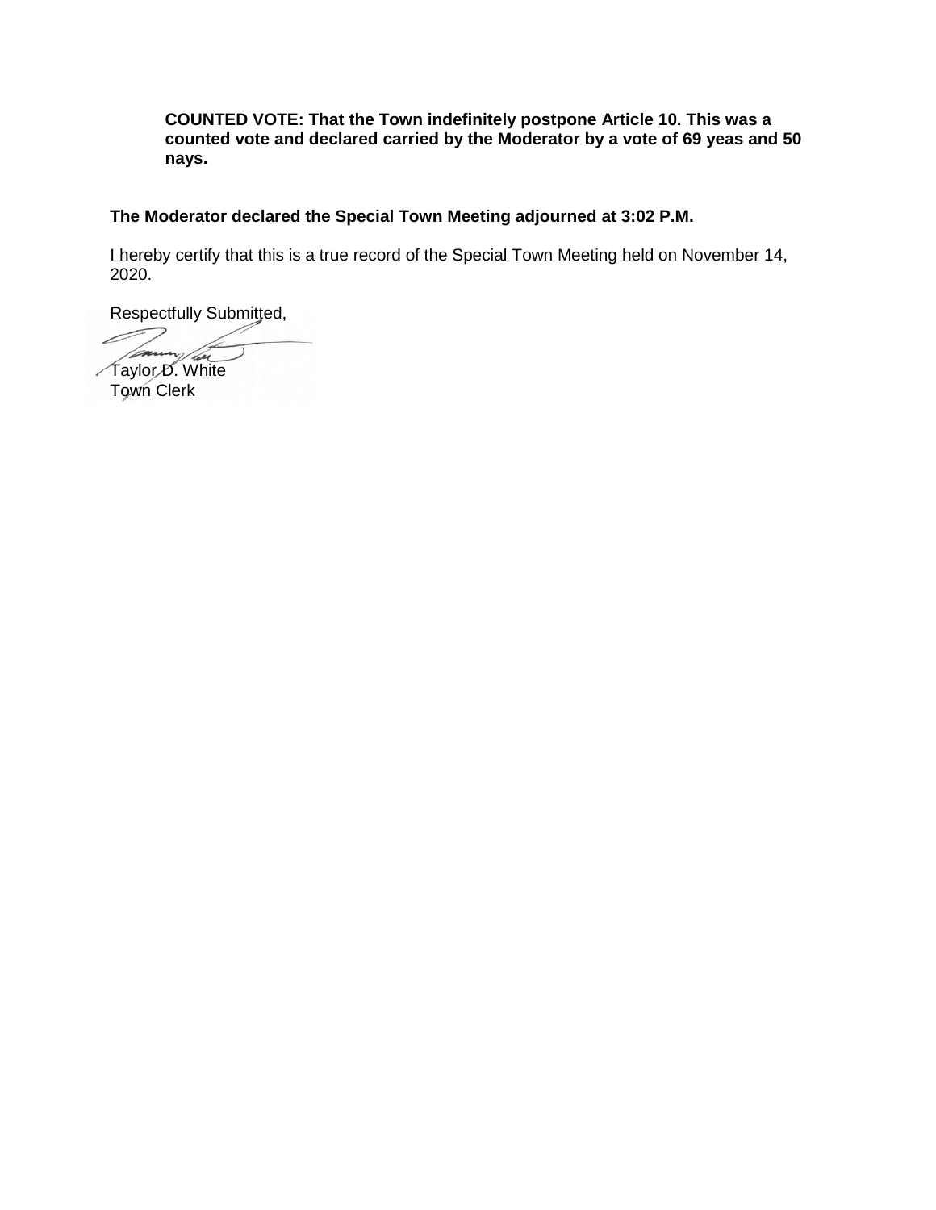**COUNTED VOTE: That the Town indefinitely postpone Article 10. This was a counted vote and declared carried by the Moderator by a vote of 69 yeas and 50 nays.**

**The Moderator declared the Special Town Meeting adjourned at 3:02 P.M.**

I hereby certify that this is a true record of the Special Town Meeting held on November 14, 2020.

Respectfully Submitted,

Taylor D. White
Town Clerk